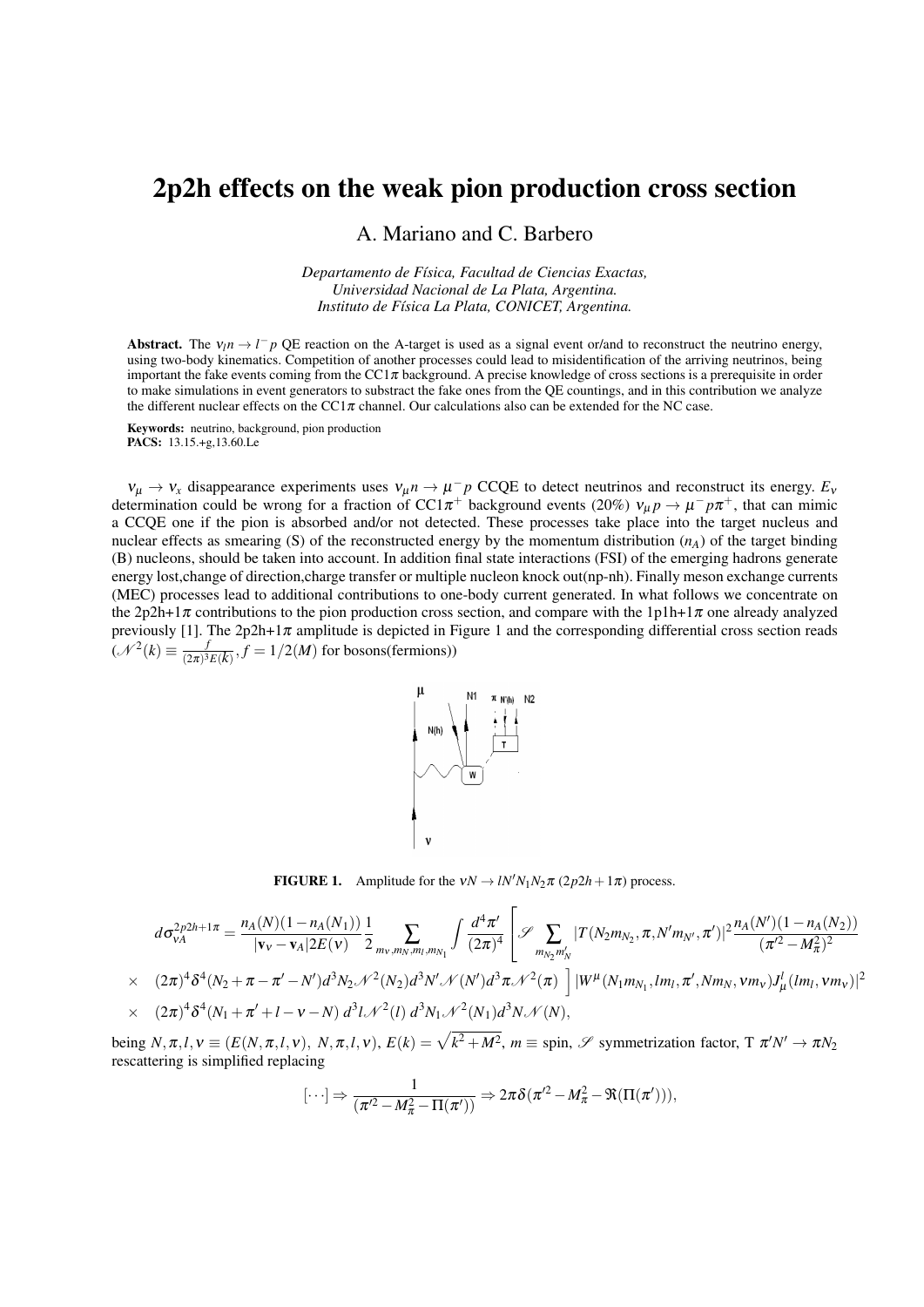# 2p2h effects on the weak pion production cross section

A. Mariano and C. Barbero

*Departamento de Física, Facultad de Ciencias Exactas, Universidad Nacional de La Plata, Argentina. Instituto de Física La Plata, CONICET, Argentina.*

**Abstract.** The $\nu_l n \to l^- p$ QE reaction on the A-target is used as a signal event or/and to reconstruct the neutrino energy, using two-body kinematics. Competition of another processes could lead to misidentification of the arriving neutrinos, being important the fake events coming from the CC$1\pi$ background. A precise knowledge of cross sections is a prerequisite in order to make simulations in event generators to substract the fake ones from the QE countings, and in this contribution we analyze the different nuclear effects on the CC$1\pi$ channel. Our calculations also can be extended for the NC case.

**Keywords:** neutrino, background, pion production
**PACS:** 13.15.+g,13.60.Le

$\nu_\mu \to \nu_x$ disappearance experiments uses $\nu_\mu n \to \mu^- p$ CCQE to detect neutrinos and reconstruct its energy. $E_\nu$ determination could be wrong for a fraction of CC$1\pi^+$ background events (20%) $\nu_\mu p \to \mu^- p\pi^+$, that can mimic a CCQE one if the pion is absorbed and/or not detected. These processes take place into the target nucleus and nuclear effects as smearing (S) of the reconstructed energy by the momentum distribution ($n_A$) of the target binding (B) nucleons, should be taken into account. In addition final state interactions (FSI) of the emerging hadrons generate energy lost,change of direction,charge transfer or multiple nucleon knock out(np-nh). Finally meson exchange currents (MEC) processes lead to additional contributions to one-body current generated. In what follows we concentrate on the 2p2h+$1\pi$ contributions to the pion production cross section, and compare with the 1p1h+$1\pi$ one already analyzed previously [1]. The 2p2h+$1\pi$ amplitude is depicted in Figure 1 and the corresponding differential cross section reads ($\mathcal{N}^2(k) \equiv \frac{f}{(2\pi)^3 E(k)}, f = 1/2(M)$ for bosons(fermions))

**FIGURE 1.** Amplitude for the $\nu N \to l N' N_1 N_2 \pi$ $(2p2h+1\pi)$ process.

$$
\begin{aligned}
d\sigma^{2p2h+1\pi}_{\nu A} = &\frac{n_A(N)(1-n_A(N_1))}{|\mathbf{v}_\nu - \mathbf{v}_A| 2E(\nu)} \frac{1}{2} \sum_{m_\nu, m_N, m_l, m_{N_1}} \int \frac{d^4\pi'}{(2\pi)^4} \left[ \mathscr{S} \sum_{m_{N_2} m'_N} |T(N_2 m_{N_2}, \pi, N' m_{N'}, \pi')|^2 \frac{n_A(N')(1-n_A(N_2))}{(\pi'^2 - M_\pi^2)^2} \right. \\
\times &\left. (2\pi)^4 \delta^4(N_2 + \pi - \pi' - N') d^3N_2 \mathscr{N}^2(N_2) d^3N' \mathscr{N}(N') d^3\pi \mathscr{N}^2(\pi) \right] |W^\mu(N_1 m_{N_1}, l m_l, \pi', N m_N, \nu m_\nu) J^l_\mu(l m_l, \nu m_\nu)|^2 \\
\times &(2\pi)^4 \delta^4(N_1 + \pi' + l - \nu - N)\, d^3l \mathscr{N}^2(l)\, d^3N_1 \mathscr{N}^2(N_1) d^3N \mathscr{N}(N),
\end{aligned}
$$

being $N, \pi, l, \nu \equiv (E(N, \pi, l, \nu),\ N, \pi, l, \nu)$, $E(k) = \sqrt{k^2 + M^2}$, $m \equiv$ spin, $\mathscr{S}$ symmetrization factor, T $\pi' N' \to \pi N_2$ rescattering is simplified replacing

$$
[\cdots] \Rightarrow \frac{1}{(\pi'^2 - M_\pi^2 - \Pi(\pi'))} \Rightarrow 2\pi\delta(\pi'^2 - M_\pi^2 - \Re(\Pi(\pi'))),
$$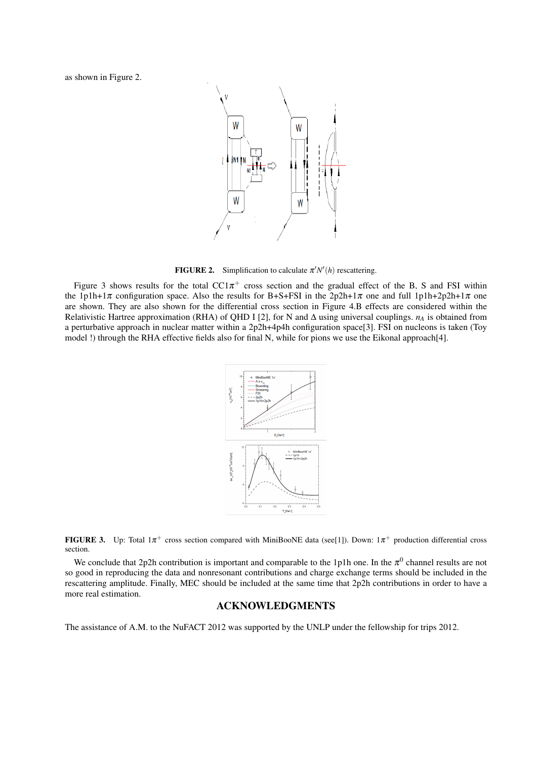as shown in Figure 2.

**FIGURE 2.** Simplification to calculate $\pi' N'(h)$ rescattering.

Figure 3 shows results for the total $CC1\pi^+$ cross section and the gradual effect of the B, S and FSI within the $1p1h+1\pi$ configuration space. Also the results for B+S+FSI in the $2p2h+1\pi$ one and full $1p1h+2p2h+1\pi$ one are shown. They are also shown for the differential cross section in Figure 4.B effects are considered within the Relativistic Hartree approximation (RHA) of QHD I [2], for N and $\Delta$ using universal couplings. $n_A$ is obtained from a perturbative approach in nuclear matter within a 2p2h+4p4h configuration space[3]. FSI on nucleons is taken (Toy model !) through the RHA effective fields also for final N, while for pions we use the Eikonal approach[4].

**FIGURE 3.** Up: Total $1\pi^+$ cross section compared with MiniBooNE data (see[1]). Down: $1\pi^+$ production differential cross section.

We conclude that 2p2h contribution is important and comparable to the 1p1h one. In the $\pi^0$ channel results are not so good in reproducing the data and nonresonant contributions and charge exchange terms should be included in the rescattering amplitude. Finally, MEC should be included at the same time that 2p2h contributions in order to have a more real estimation.

## ACKNOWLEDGMENTS

The assistance of A.M. to the NuFACT 2012 was supported by the UNLP under the fellowship for trips 2012.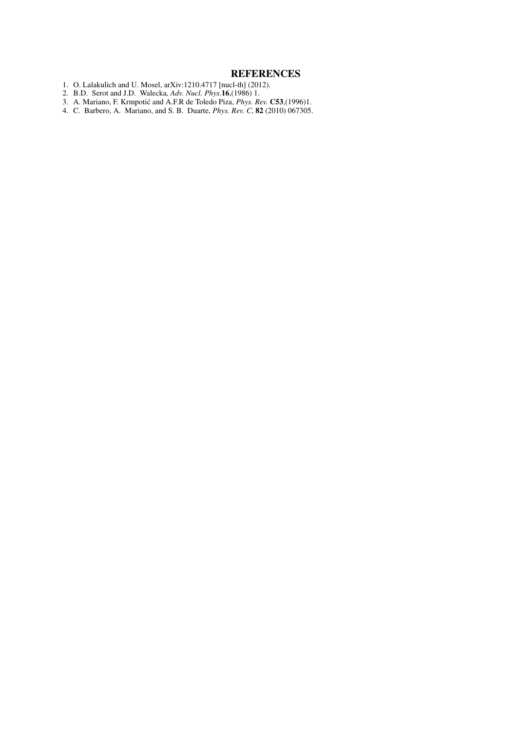## REFERENCES

1. O. Lalakulich and U. Mosel, arXiv:1210.4717 [nucl-th] (2012).
2. B.D. Serot and J.D. Walecka, *Adv. Nucl. Phys.* **16**,(1986) 1.
3. A. Mariano, F. Krmpotić and A.F.R de Toledo Piza, *Phys. Rev.* **C53**,(1996)1.
4. C. Barbero, A. Mariano, and S. B. Duarte, *Phys. Rev. C*, **82** (2010) 067305.